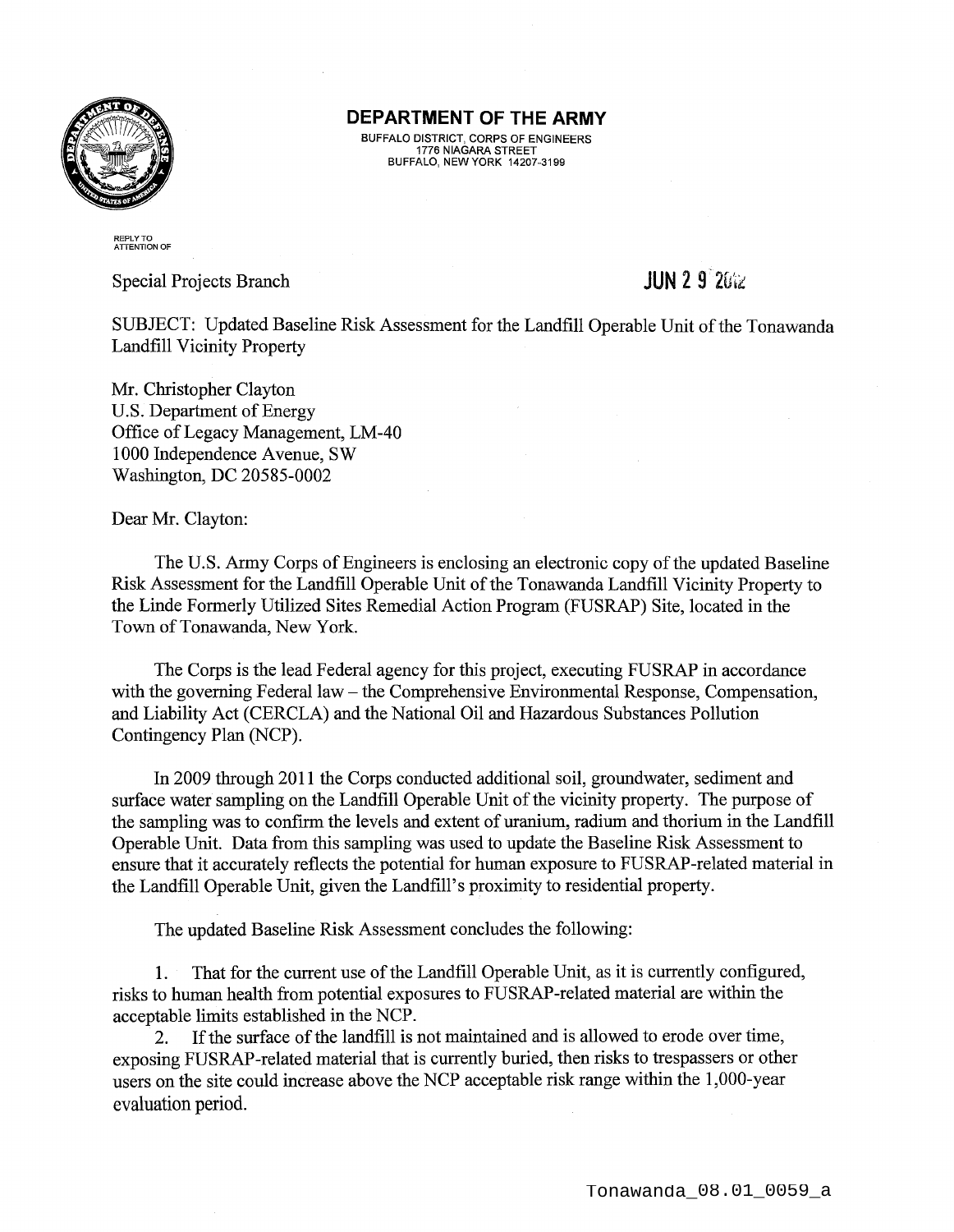# DEPARTMENT OF THE ARMY

BUFFALO DISTRICT, CORPS OF ENGINEERS
1776 NIAGARA STREET
BUFFALO, NEW YORK 14207-3199

REPLY TO
ATTENTION OF

Special Projects Branch

JUN 2 9 2012

SUBJECT: Updated Baseline Risk Assessment for the Landfill Operable Unit of the Tonawanda Landfill Vicinity Property

Mr. Christopher Clayton
U.S. Department of Energy
Office of Legacy Management, LM-40
1000 Independence Avenue, SW
Washington, DC 20585-0002

Dear Mr. Clayton:

The U.S. Army Corps of Engineers is enclosing an electronic copy of the updated Baseline Risk Assessment for the Landfill Operable Unit of the Tonawanda Landfill Vicinity Property to the Linde Formerly Utilized Sites Remedial Action Program (FUSRAP) Site, located in the Town of Tonawanda, New York.

The Corps is the lead Federal agency for this project, executing FUSRAP in accordance with the governing Federal law – the Comprehensive Environmental Response, Compensation, and Liability Act (CERCLA) and the National Oil and Hazardous Substances Pollution Contingency Plan (NCP).

In 2009 through 2011 the Corps conducted additional soil, groundwater, sediment and surface water sampling on the Landfill Operable Unit of the vicinity property. The purpose of the sampling was to confirm the levels and extent of uranium, radium and thorium in the Landfill Operable Unit. Data from this sampling was used to update the Baseline Risk Assessment to ensure that it accurately reflects the potential for human exposure to FUSRAP-related material in the Landfill Operable Unit, given the Landfill's proximity to residential property.

The updated Baseline Risk Assessment concludes the following:

1. That for the current use of the Landfill Operable Unit, as it is currently configured, risks to human health from potential exposures to FUSRAP-related material are within the acceptable limits established in the NCP.
2. If the surface of the landfill is not maintained and is allowed to erode over time, exposing FUSRAP-related material that is currently buried, then risks to trespassers or other users on the site could increase above the NCP acceptable risk range within the 1,000-year evaluation period.

Tonawanda_08.01_0059_a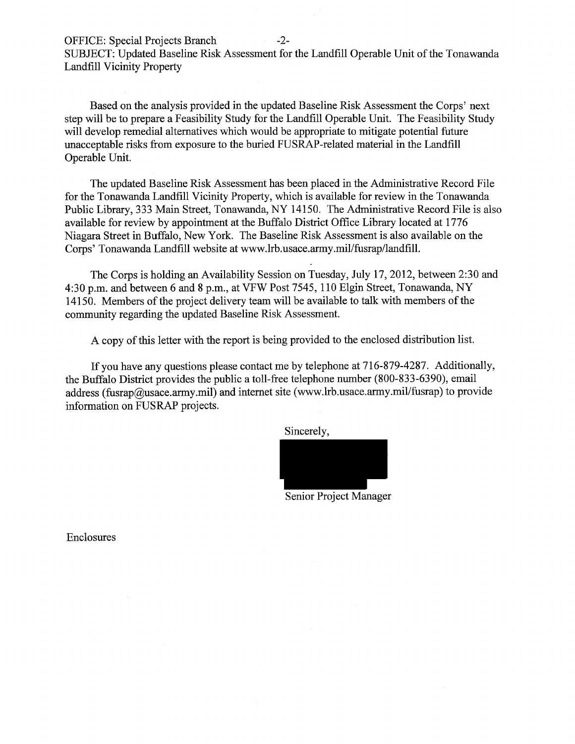OFFICE: Special Projects Branch

SUBJECT: Updated Baseline Risk Assessment for the Landfill Operable Unit of the Tonawanda Landfill Vicinity Property

Based on the analysis provided in the updated Baseline Risk Assessment the Corps' next step will be to prepare a Feasibility Study for the Landfill Operable Unit. The Feasibility Study will develop remedial alternatives which would be appropriate to mitigate potential future unacceptable risks from exposure to the buried FUSRAP-related material in the Landfill Operable Unit.

The updated Baseline Risk Assessment has been placed in the Administrative Record File for the Tonawanda Landfill Vicinity Property, which is available for review in the Tonawanda Public Library, 333 Main Street, Tonawanda, NY 14150. The Administrative Record File is also available for review by appointment at the Buffalo District Office Library located at 1776 Niagara Street in Buffalo, New York. The Baseline Risk Assessment is also available on the Corps' Tonawanda Landfill website at www.lrb.usace.army.mil/fusrap/landfill.

The Corps is holding an Availability Session on Tuesday, July 17, 2012, between 2:30 and 4:30 p.m. and between 6 and 8 p.m., at VFW Post 7545, 110 Elgin Street, Tonawanda, NY 14150. Members of the project delivery team will be available to talk with members of the community regarding the updated Baseline Risk Assessment.

A copy of this letter with the report is being provided to the enclosed distribution list.

If you have any questions please contact me by telephone at 716-879-4287. Additionally, the Buffalo District provides the public a toll-free telephone number (800-833-6390), email address (fusrap@usace.army.mil) and internet site (www.lrb.usace.army.mil/fusrap) to provide information on FUSRAP projects.

Sincerely,

Senior Project Manager

Enclosures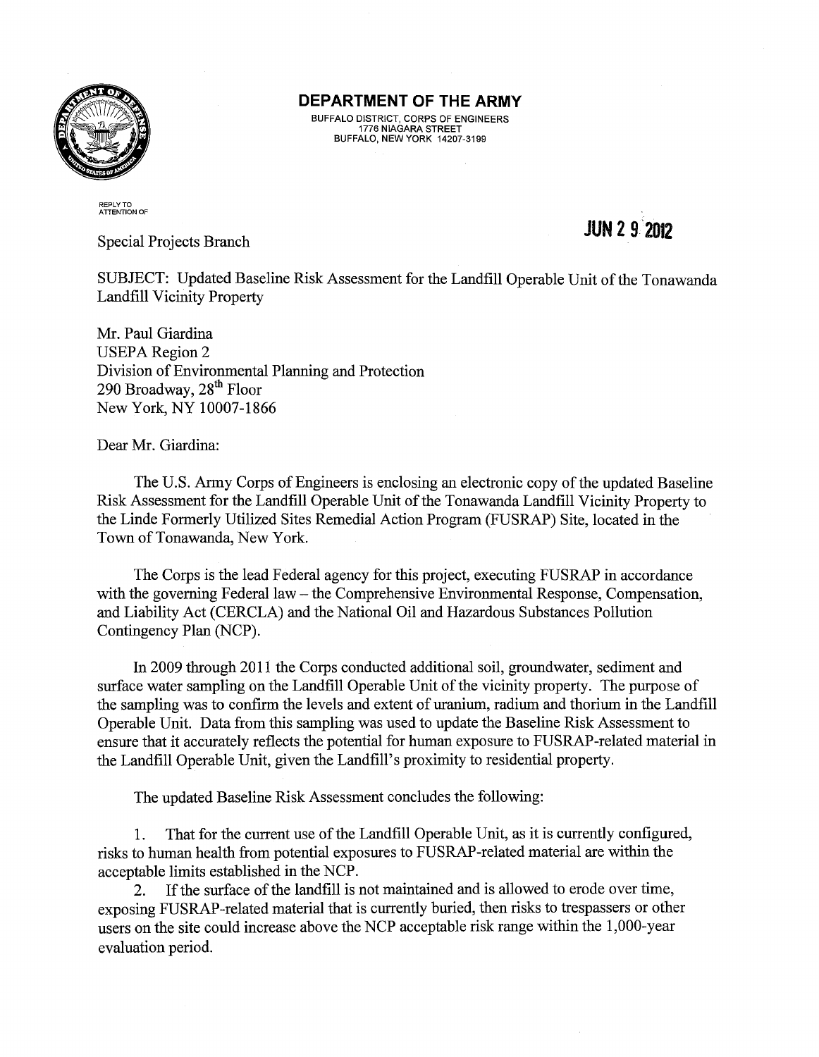# DEPARTMENT OF THE ARMY

BUFFALO DISTRICT, CORPS OF ENGINEERS
1776 NIAGARA STREET
BUFFALO, NEW YORK 14207-3199

REPLY TO
ATTENTION OF

Special Projects Branch

**JUN 29 2012**

SUBJECT: Updated Baseline Risk Assessment for the Landfill Operable Unit of the Tonawanda Landfill Vicinity Property

Mr. Paul Giardina
USEPA Region 2
Division of Environmental Planning and Protection
290 Broadway, 28th Floor
New York, NY 10007-1866

Dear Mr. Giardina:

The U.S. Army Corps of Engineers is enclosing an electronic copy of the updated Baseline Risk Assessment for the Landfill Operable Unit of the Tonawanda Landfill Vicinity Property to the Linde Formerly Utilized Sites Remedial Action Program (FUSRAP) Site, located in the Town of Tonawanda, New York.

The Corps is the lead Federal agency for this project, executing FUSRAP in accordance with the governing Federal law – the Comprehensive Environmental Response, Compensation, and Liability Act (CERCLA) and the National Oil and Hazardous Substances Pollution Contingency Plan (NCP).

In 2009 through 2011 the Corps conducted additional soil, groundwater, sediment and surface water sampling on the Landfill Operable Unit of the vicinity property. The purpose of the sampling was to confirm the levels and extent of uranium, radium and thorium in the Landfill Operable Unit. Data from this sampling was used to update the Baseline Risk Assessment to ensure that it accurately reflects the potential for human exposure to FUSRAP-related material in the Landfill Operable Unit, given the Landfill's proximity to residential property.

The updated Baseline Risk Assessment concludes the following:

1. That for the current use of the Landfill Operable Unit, as it is currently configured, risks to human health from potential exposures to FUSRAP-related material are within the acceptable limits established in the NCP.
2. If the surface of the landfill is not maintained and is allowed to erode over time, exposing FUSRAP-related material that is currently buried, then risks to trespassers or other users on the site could increase above the NCP acceptable risk range within the 1,000-year evaluation period.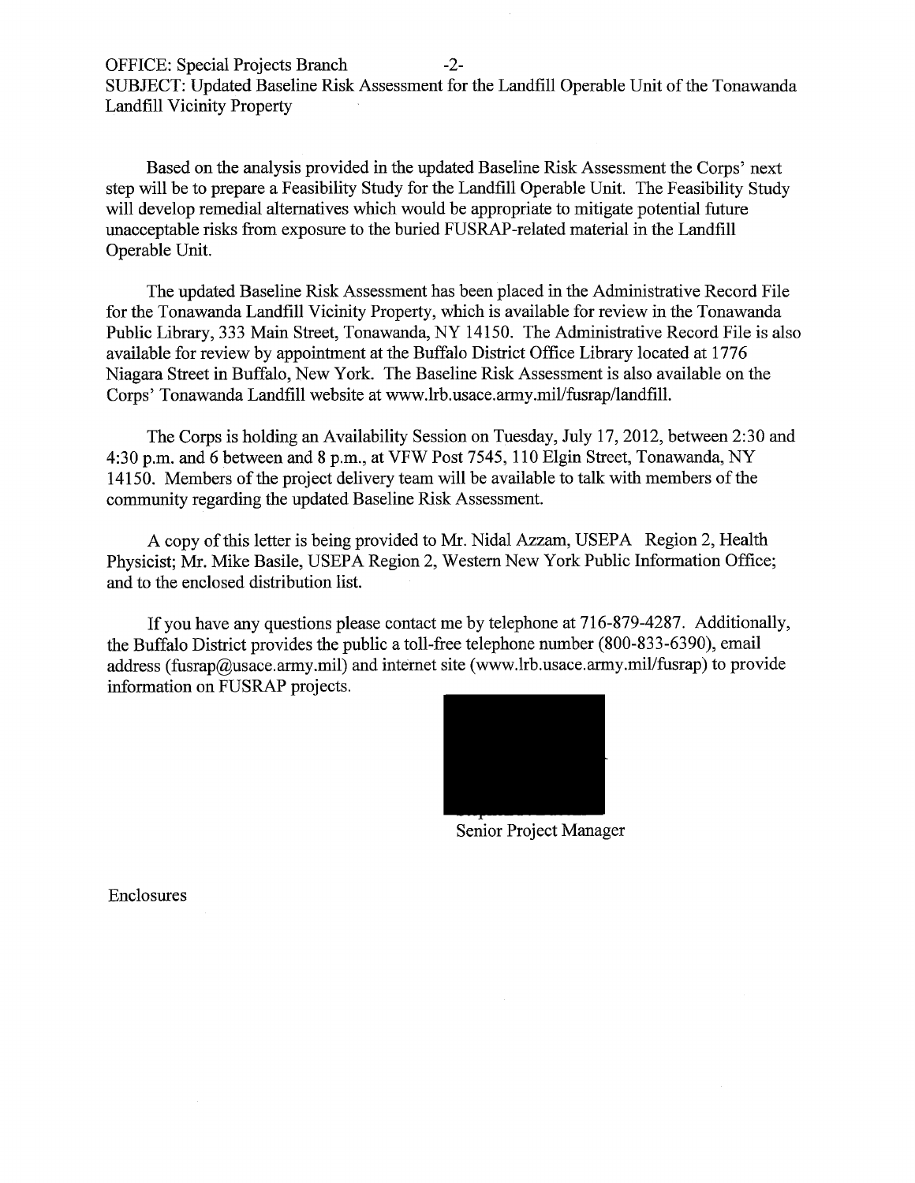OFFICE: Special Projects Branch -2-
SUBJECT: Updated Baseline Risk Assessment for the Landfill Operable Unit of the Tonawanda Landfill Vicinity Property

Based on the analysis provided in the updated Baseline Risk Assessment the Corps' next step will be to prepare a Feasibility Study for the Landfill Operable Unit. The Feasibility Study will develop remedial alternatives which would be appropriate to mitigate potential future unacceptable risks from exposure to the buried FUSRAP-related material in the Landfill Operable Unit.

The updated Baseline Risk Assessment has been placed in the Administrative Record File for the Tonawanda Landfill Vicinity Property, which is available for review in the Tonawanda Public Library, 333 Main Street, Tonawanda, NY 14150. The Administrative Record File is also available for review by appointment at the Buffalo District Office Library located at 1776 Niagara Street in Buffalo, New York. The Baseline Risk Assessment is also available on the Corps' Tonawanda Landfill website at www.lrb.usace.army.mil/fusrap/landfill.

The Corps is holding an Availability Session on Tuesday, July 17, 2012, between 2:30 and 4:30 p.m. and 6 between and 8 p.m., at VFW Post 7545, 110 Elgin Street, Tonawanda, NY 14150. Members of the project delivery team will be available to talk with members of the community regarding the updated Baseline Risk Assessment.

A copy of this letter is being provided to Mr. Nidal Azzam, USEPA Region 2, Health Physicist; Mr. Mike Basile, USEPA Region 2, Western New York Public Information Office; and to the enclosed distribution list.

If you have any questions please contact me by telephone at 716-879-4287. Additionally, the Buffalo District provides the public a toll-free telephone number (800-833-6390), email address (fusrap@usace.army.mil) and internet site (www.lrb.usace.army.mil/fusrap) to provide information on FUSRAP projects.

Senior Project Manager

Enclosures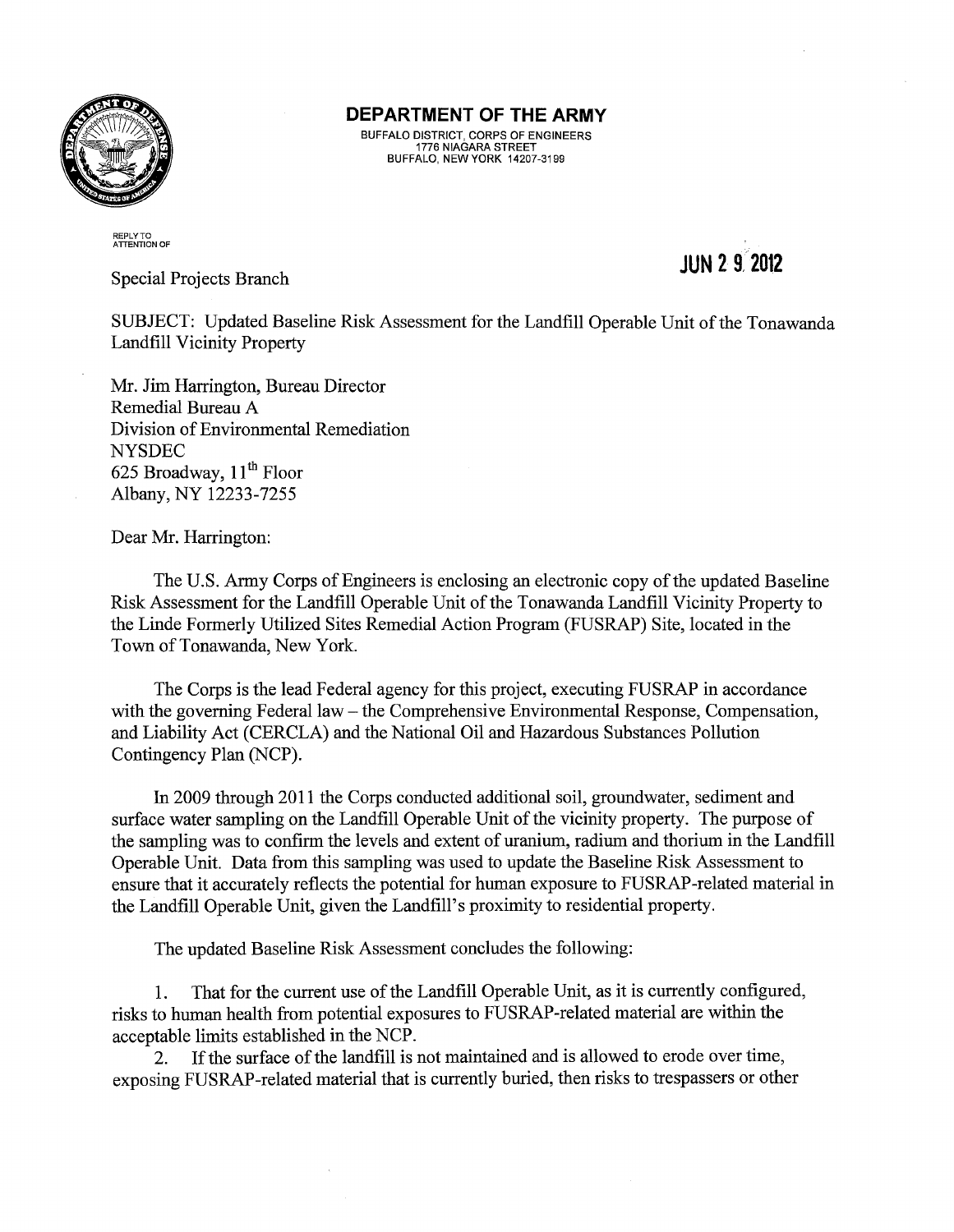**DEPARTMENT OF THE ARMY**

BUFFALO DISTRICT, CORPS OF ENGINEERS
1776 NIAGARA STREET
BUFFALO, NEW YORK 14207-3199

REPLY TO
ATTENTION OF

**JUN 29 2012**

Special Projects Branch

SUBJECT: Updated Baseline Risk Assessment for the Landfill Operable Unit of the Tonawanda Landfill Vicinity Property

Mr. Jim Harrington, Bureau Director
Remedial Bureau A
Division of Environmental Remediation
NYSDEC
625 Broadway, 11th Floor
Albany, NY 12233-7255

Dear Mr. Harrington:

The U.S. Army Corps of Engineers is enclosing an electronic copy of the updated Baseline Risk Assessment for the Landfill Operable Unit of the Tonawanda Landfill Vicinity Property to the Linde Formerly Utilized Sites Remedial Action Program (FUSRAP) Site, located in the Town of Tonawanda, New York.

The Corps is the lead Federal agency for this project, executing FUSRAP in accordance with the governing Federal law – the Comprehensive Environmental Response, Compensation, and Liability Act (CERCLA) and the National Oil and Hazardous Substances Pollution Contingency Plan (NCP).

In 2009 through 2011 the Corps conducted additional soil, groundwater, sediment and surface water sampling on the Landfill Operable Unit of the vicinity property. The purpose of the sampling was to confirm the levels and extent of uranium, radium and thorium in the Landfill Operable Unit. Data from this sampling was used to update the Baseline Risk Assessment to ensure that it accurately reflects the potential for human exposure to FUSRAP-related material in the Landfill Operable Unit, given the Landfill's proximity to residential property.

The updated Baseline Risk Assessment concludes the following:

1. That for the current use of the Landfill Operable Unit, as it is currently configured, risks to human health from potential exposures to FUSRAP-related material are within the acceptable limits established in the NCP.
2. If the surface of the landfill is not maintained and is allowed to erode over time, exposing FUSRAP-related material that is currently buried, then risks to trespassers or other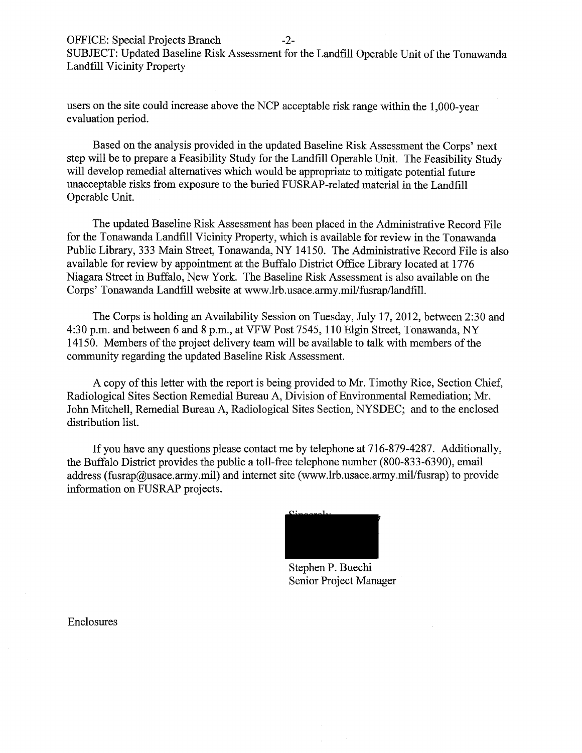OFFICE: Special Projects Branch

SUBJECT: Updated Baseline Risk Assessment for the Landfill Operable Unit of the Tonawanda Landfill Vicinity Property

users on the site could increase above the NCP acceptable risk range within the 1,000-year evaluation period.

Based on the analysis provided in the updated Baseline Risk Assessment the Corps' next step will be to prepare a Feasibility Study for the Landfill Operable Unit. The Feasibility Study will develop remedial alternatives which would be appropriate to mitigate potential future unacceptable risks from exposure to the buried FUSRAP-related material in the Landfill Operable Unit.

The updated Baseline Risk Assessment has been placed in the Administrative Record File for the Tonawanda Landfill Vicinity Property, which is available for review in the Tonawanda Public Library, 333 Main Street, Tonawanda, NY 14150. The Administrative Record File is also available for review by appointment at the Buffalo District Office Library located at 1776 Niagara Street in Buffalo, New York. The Baseline Risk Assessment is also available on the Corps' Tonawanda Landfill website at www.lrb.usace.army.mil/fusrap/landfill.

The Corps is holding an Availability Session on Tuesday, July 17, 2012, between 2:30 and 4:30 p.m. and between 6 and 8 p.m., at VFW Post 7545, 110 Elgin Street, Tonawanda, NY 14150. Members of the project delivery team will be available to talk with members of the community regarding the updated Baseline Risk Assessment.

A copy of this letter with the report is being provided to Mr. Timothy Rice, Section Chief, Radiological Sites Section Remedial Bureau A, Division of Environmental Remediation; Mr. John Mitchell, Remedial Bureau A, Radiological Sites Section, NYSDEC; and to the enclosed distribution list.

If you have any questions please contact me by telephone at 716-879-4287. Additionally, the Buffalo District provides the public a toll-free telephone number (800-833-6390), email address (fusrap@usace.army.mil) and internet site (www.lrb.usace.army.mil/fusrap) to provide information on FUSRAP projects.

Sincerely,

Stephen P. Buechi
Senior Project Manager

Enclosures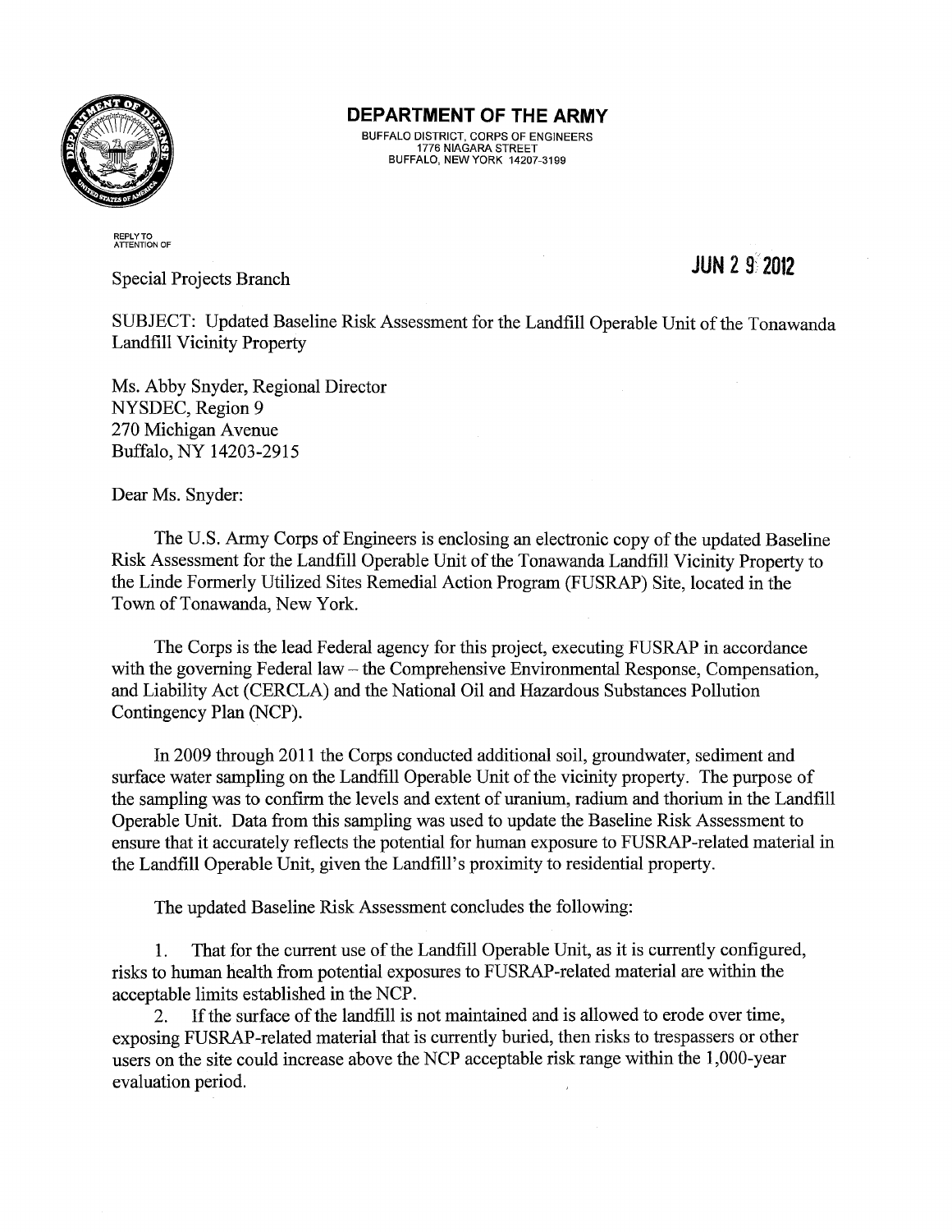**DEPARTMENT OF THE ARMY**

BUFFALO DISTRICT, CORPS OF ENGINEERS
1776 NIAGARA STREET
BUFFALO, NEW YORK 14207-3199

REPLY TO
ATTENTION OF

Special Projects Branch

JUN 2 9 2012

SUBJECT: Updated Baseline Risk Assessment for the Landfill Operable Unit of the Tonawanda Landfill Vicinity Property

Ms. Abby Snyder, Regional Director
NYSDEC, Region 9
270 Michigan Avenue
Buffalo, NY 14203-2915

Dear Ms. Snyder:

The U.S. Army Corps of Engineers is enclosing an electronic copy of the updated Baseline Risk Assessment for the Landfill Operable Unit of the Tonawanda Landfill Vicinity Property to the Linde Formerly Utilized Sites Remedial Action Program (FUSRAP) Site, located in the Town of Tonawanda, New York.

The Corps is the lead Federal agency for this project, executing FUSRAP in accordance with the governing Federal law – the Comprehensive Environmental Response, Compensation, and Liability Act (CERCLA) and the National Oil and Hazardous Substances Pollution Contingency Plan (NCP).

In 2009 through 2011 the Corps conducted additional soil, groundwater, sediment and surface water sampling on the Landfill Operable Unit of the vicinity property. The purpose of the sampling was to confirm the levels and extent of uranium, radium and thorium in the Landfill Operable Unit. Data from this sampling was used to update the Baseline Risk Assessment to ensure that it accurately reflects the potential for human exposure to FUSRAP-related material in the Landfill Operable Unit, given the Landfill's proximity to residential property.

The updated Baseline Risk Assessment concludes the following:

1. That for the current use of the Landfill Operable Unit, as it is currently configured, risks to human health from potential exposures to FUSRAP-related material are within the acceptable limits established in the NCP.
2. If the surface of the landfill is not maintained and is allowed to erode over time, exposing FUSRAP-related material that is currently buried, then risks to trespassers or other users on the site could increase above the NCP acceptable risk range within the 1,000-year evaluation period.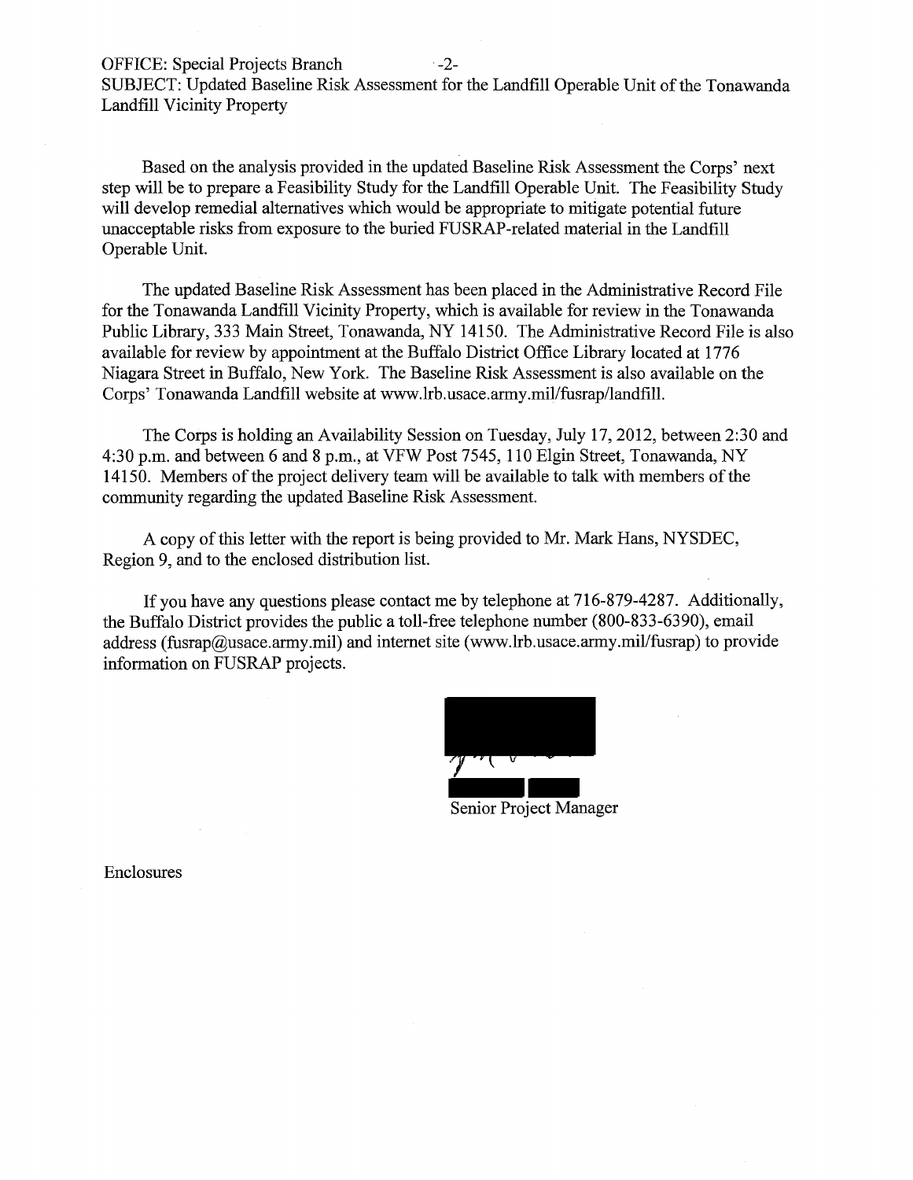OFFICE: Special Projects Branch

SUBJECT: Updated Baseline Risk Assessment for the Landfill Operable Unit of the Tonawanda Landfill Vicinity Property

Based on the analysis provided in the updated Baseline Risk Assessment the Corps' next step will be to prepare a Feasibility Study for the Landfill Operable Unit. The Feasibility Study will develop remedial alternatives which would be appropriate to mitigate potential future unacceptable risks from exposure to the buried FUSRAP-related material in the Landfill Operable Unit.

The updated Baseline Risk Assessment has been placed in the Administrative Record File for the Tonawanda Landfill Vicinity Property, which is available for review in the Tonawanda Public Library, 333 Main Street, Tonawanda, NY 14150. The Administrative Record File is also available for review by appointment at the Buffalo District Office Library located at 1776 Niagara Street in Buffalo, New York. The Baseline Risk Assessment is also available on the Corps' Tonawanda Landfill website at www.lrb.usace.army.mil/fusrap/landfill.

The Corps is holding an Availability Session on Tuesday, July 17, 2012, between 2:30 and 4:30 p.m. and between 6 and 8 p.m., at VFW Post 7545, 110 Elgin Street, Tonawanda, NY 14150. Members of the project delivery team will be available to talk with members of the community regarding the updated Baseline Risk Assessment.

A copy of this letter with the report is being provided to Mr. Mark Hans, NYSDEC, Region 9, and to the enclosed distribution list.

If you have any questions please contact me by telephone at 716-879-4287. Additionally, the Buffalo District provides the public a toll-free telephone number (800-833-6390), email address (fusrap@usace.army.mil) and internet site (www.lrb.usace.army.mil/fusrap) to provide information on FUSRAP projects.

Senior Project Manager

Enclosures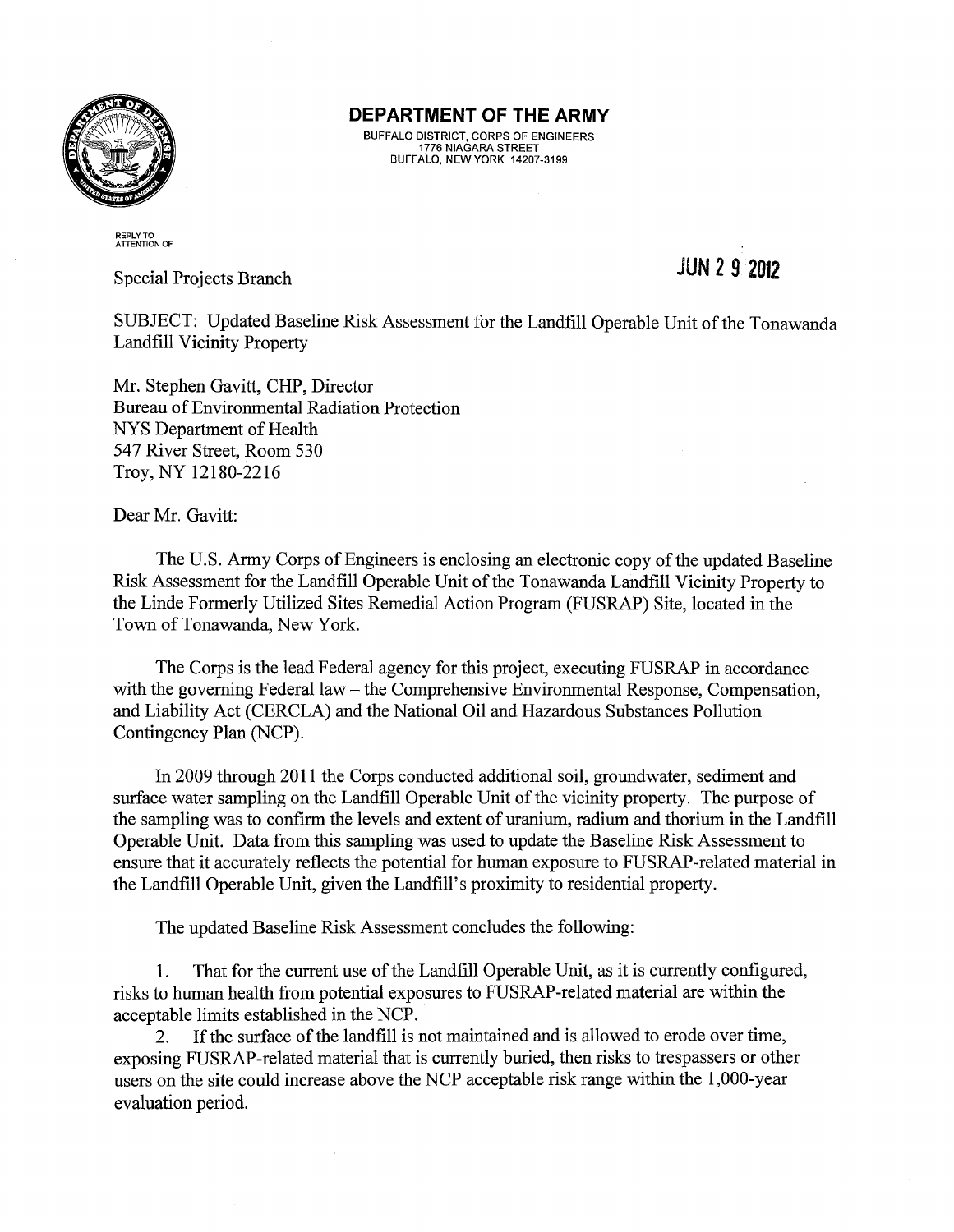**DEPARTMENT OF THE ARMY**
BUFFALO DISTRICT, CORPS OF ENGINEERS
1776 NIAGARA STREET
BUFFALO, NEW YORK 14207-3199

REPLY TO
ATTENTION OF

Special Projects Branch

JUN 29 2012

SUBJECT: Updated Baseline Risk Assessment for the Landfill Operable Unit of the Tonawanda Landfill Vicinity Property

Mr. Stephen Gavitt, CHP, Director
Bureau of Environmental Radiation Protection
NYS Department of Health
547 River Street, Room 530
Troy, NY 12180-2216

Dear Mr. Gavitt:

The U.S. Army Corps of Engineers is enclosing an electronic copy of the updated Baseline Risk Assessment for the Landfill Operable Unit of the Tonawanda Landfill Vicinity Property to the Linde Formerly Utilized Sites Remedial Action Program (FUSRAP) Site, located in the Town of Tonawanda, New York.

The Corps is the lead Federal agency for this project, executing FUSRAP in accordance with the governing Federal law – the Comprehensive Environmental Response, Compensation, and Liability Act (CERCLA) and the National Oil and Hazardous Substances Pollution Contingency Plan (NCP).

In 2009 through 2011 the Corps conducted additional soil, groundwater, sediment and surface water sampling on the Landfill Operable Unit of the vicinity property. The purpose of the sampling was to confirm the levels and extent of uranium, radium and thorium in the Landfill Operable Unit. Data from this sampling was used to update the Baseline Risk Assessment to ensure that it accurately reflects the potential for human exposure to FUSRAP-related material in the Landfill Operable Unit, given the Landfill's proximity to residential property.

The updated Baseline Risk Assessment concludes the following:

1. That for the current use of the Landfill Operable Unit, as it is currently configured, risks to human health from potential exposures to FUSRAP-related material are within the acceptable limits established in the NCP.
2. If the surface of the landfill is not maintained and is allowed to erode over time, exposing FUSRAP-related material that is currently buried, then risks to trespassers or other users on the site could increase above the NCP acceptable risk range within the 1,000-year evaluation period.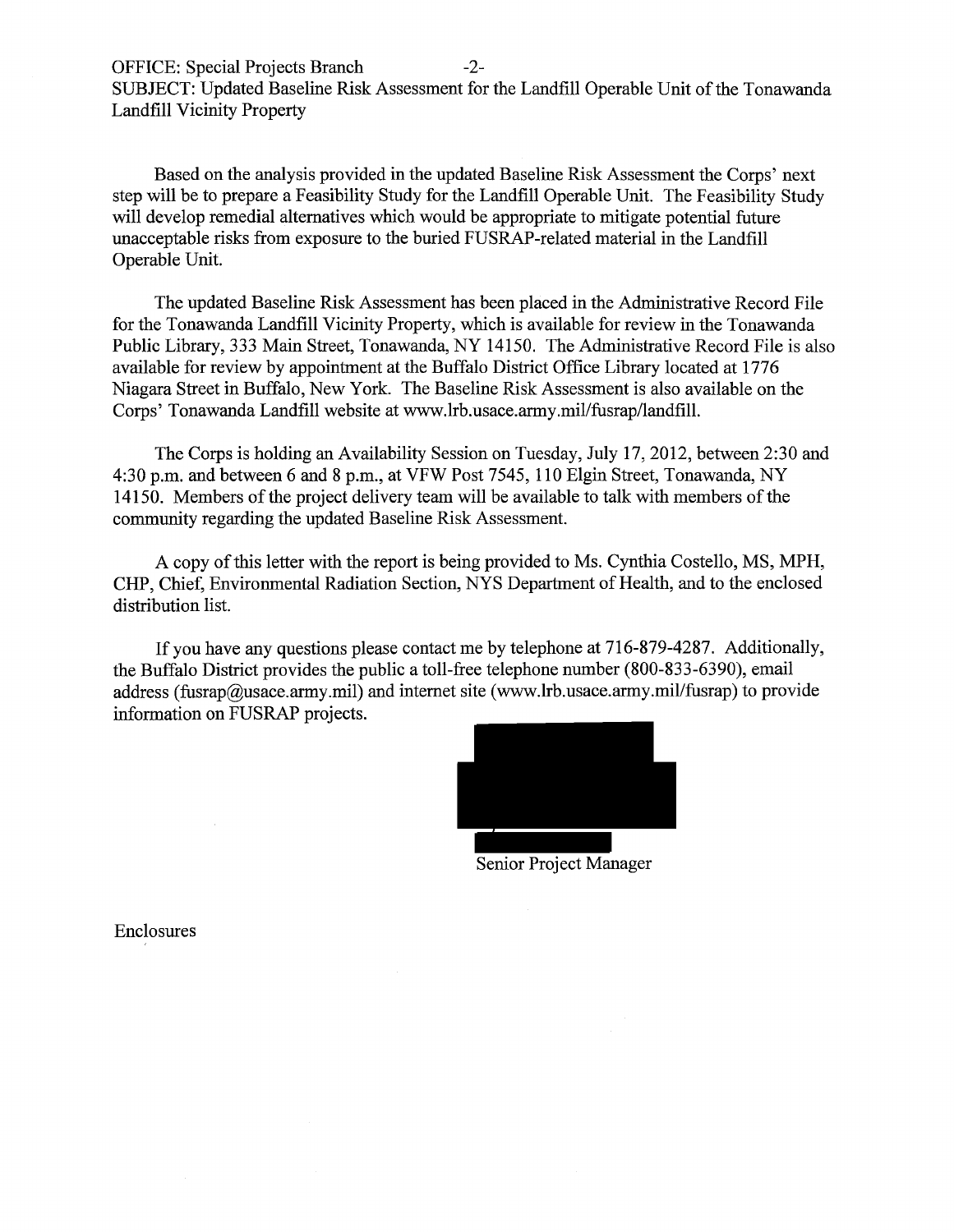OFFICE: Special Projects Branch -2-
SUBJECT: Updated Baseline Risk Assessment for the Landfill Operable Unit of the Tonawanda Landfill Vicinity Property

Based on the analysis provided in the updated Baseline Risk Assessment the Corps' next step will be to prepare a Feasibility Study for the Landfill Operable Unit. The Feasibility Study will develop remedial alternatives which would be appropriate to mitigate potential future unacceptable risks from exposure to the buried FUSRAP-related material in the Landfill Operable Unit.

The updated Baseline Risk Assessment has been placed in the Administrative Record File for the Tonawanda Landfill Vicinity Property, which is available for review in the Tonawanda Public Library, 333 Main Street, Tonawanda, NY 14150. The Administrative Record File is also available for review by appointment at the Buffalo District Office Library located at 1776 Niagara Street in Buffalo, New York. The Baseline Risk Assessment is also available on the Corps' Tonawanda Landfill website at www.lrb.usace.army.mil/fusrap/landfill.

The Corps is holding an Availability Session on Tuesday, July 17, 2012, between 2:30 and 4:30 p.m. and between 6 and 8 p.m., at VFW Post 7545, 110 Elgin Street, Tonawanda, NY 14150. Members of the project delivery team will be available to talk with members of the community regarding the updated Baseline Risk Assessment.

A copy of this letter with the report is being provided to Ms. Cynthia Costello, MS, MPH, CHP, Chief, Environmental Radiation Section, NYS Department of Health, and to the enclosed distribution list.

If you have any questions please contact me by telephone at 716-879-4287. Additionally, the Buffalo District provides the public a toll-free telephone number (800-833-6390), email address (fusrap@usace.army.mil) and internet site (www.lrb.usace.army.mil/fusrap) to provide information on FUSRAP projects.

Senior Project Manager

Enclosures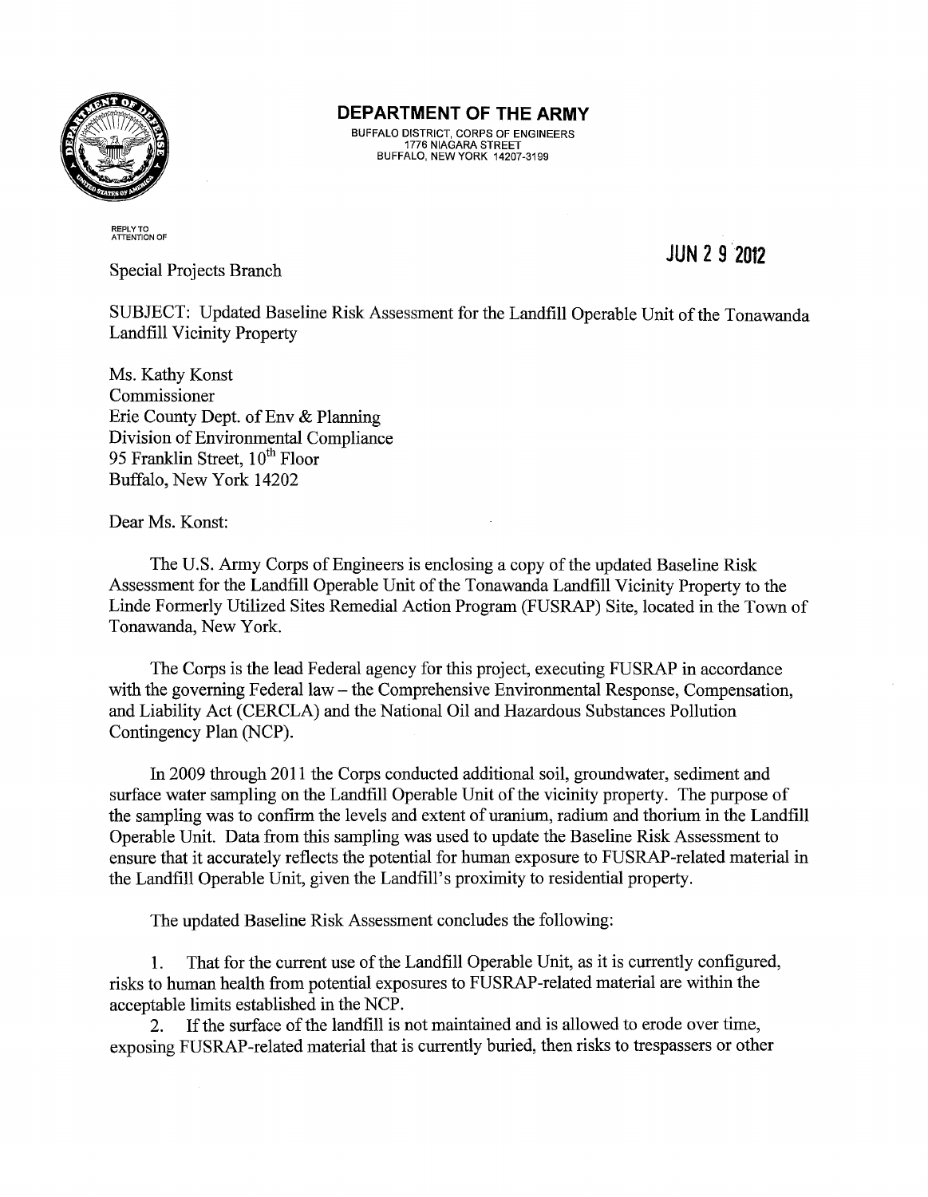**DEPARTMENT OF THE ARMY**
BUFFALO DISTRICT, CORPS OF ENGINEERS
1776 NIAGARA STREET
BUFFALO, NEW YORK 14207-3199

REPLY TO
ATTENTION OF

JUN 29 2012

Special Projects Branch

SUBJECT: Updated Baseline Risk Assessment for the Landfill Operable Unit of the Tonawanda Landfill Vicinity Property

Ms. Kathy Konst
Commissioner
Erie County Dept. of Env & Planning
Division of Environmental Compliance
95 Franklin Street, 10th Floor
Buffalo, New York 14202

Dear Ms. Konst:

The U.S. Army Corps of Engineers is enclosing a copy of the updated Baseline Risk Assessment for the Landfill Operable Unit of the Tonawanda Landfill Vicinity Property to the Linde Formerly Utilized Sites Remedial Action Program (FUSRAP) Site, located in the Town of Tonawanda, New York.

The Corps is the lead Federal agency for this project, executing FUSRAP in accordance with the governing Federal law – the Comprehensive Environmental Response, Compensation, and Liability Act (CERCLA) and the National Oil and Hazardous Substances Pollution Contingency Plan (NCP).

In 2009 through 2011 the Corps conducted additional soil, groundwater, sediment and surface water sampling on the Landfill Operable Unit of the vicinity property. The purpose of the sampling was to confirm the levels and extent of uranium, radium and thorium in the Landfill Operable Unit. Data from this sampling was used to update the Baseline Risk Assessment to ensure that it accurately reflects the potential for human exposure to FUSRAP-related material in the Landfill Operable Unit, given the Landfill's proximity to residential property.

The updated Baseline Risk Assessment concludes the following:

1. That for the current use of the Landfill Operable Unit, as it is currently configured, risks to human health from potential exposures to FUSRAP-related material are within the acceptable limits established in the NCP.
2. If the surface of the landfill is not maintained and is allowed to erode over time, exposing FUSRAP-related material that is currently buried, then risks to trespassers or other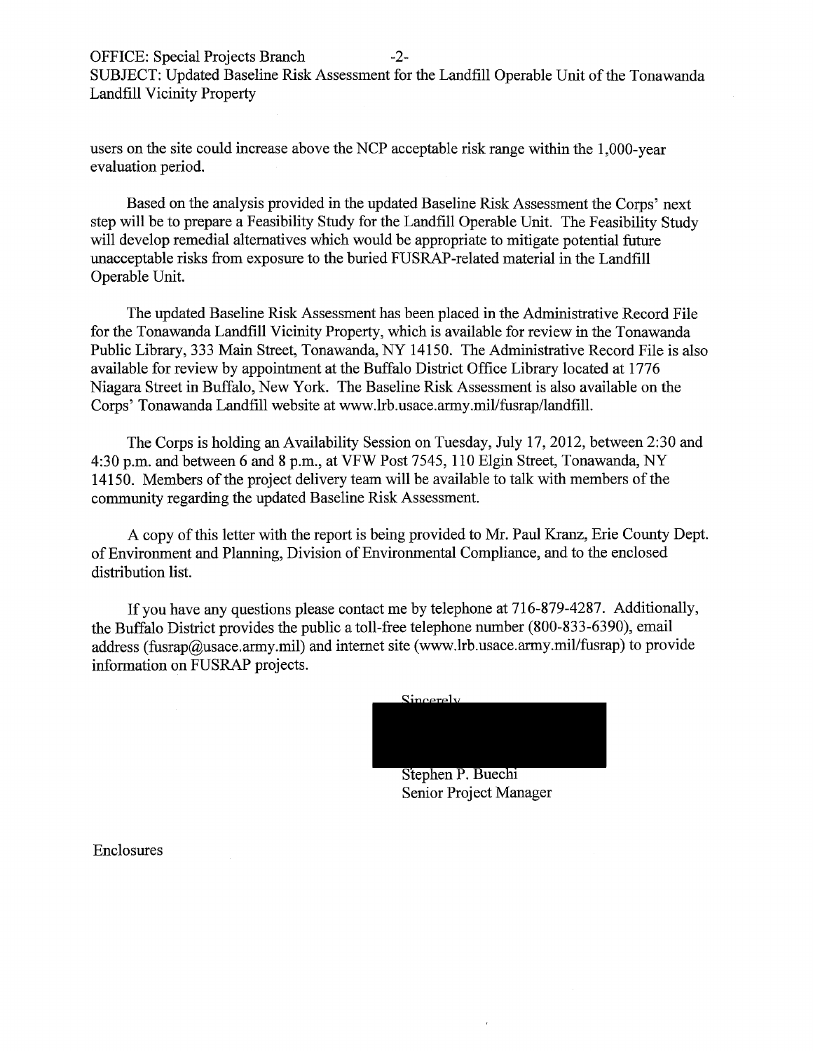users on the site could increase above the NCP acceptable risk range within the 1,000-year evaluation period.

Based on the analysis provided in the updated Baseline Risk Assessment the Corps' next step will be to prepare a Feasibility Study for the Landfill Operable Unit. The Feasibility Study will develop remedial alternatives which would be appropriate to mitigate potential future unacceptable risks from exposure to the buried FUSRAP-related material in the Landfill Operable Unit.

The updated Baseline Risk Assessment has been placed in the Administrative Record File for the Tonawanda Landfill Vicinity Property, which is available for review in the Tonawanda Public Library, 333 Main Street, Tonawanda, NY 14150. The Administrative Record File is also available for review by appointment at the Buffalo District Office Library located at 1776 Niagara Street in Buffalo, New York. The Baseline Risk Assessment is also available on the Corps' Tonawanda Landfill website at www.lrb.usace.army.mil/fusrap/landfill.

The Corps is holding an Availability Session on Tuesday, July 17, 2012, between 2:30 and 4:30 p.m. and between 6 and 8 p.m., at VFW Post 7545, 110 Elgin Street, Tonawanda, NY 14150. Members of the project delivery team will be available to talk with members of the community regarding the updated Baseline Risk Assessment.

A copy of this letter with the report is being provided to Mr. Paul Kranz, Erie County Dept. of Environment and Planning, Division of Environmental Compliance, and to the enclosed distribution list.

If you have any questions please contact me by telephone at 716-879-4287. Additionally, the Buffalo District provides the public a toll-free telephone number (800-833-6390), email address (fusrap@usace.army.mil) and internet site (www.lrb.usace.army.mil/fusrap) to provide information on FUSRAP projects.

Sincerely,

Stephen P. Buechi
Senior Project Manager

Enclosures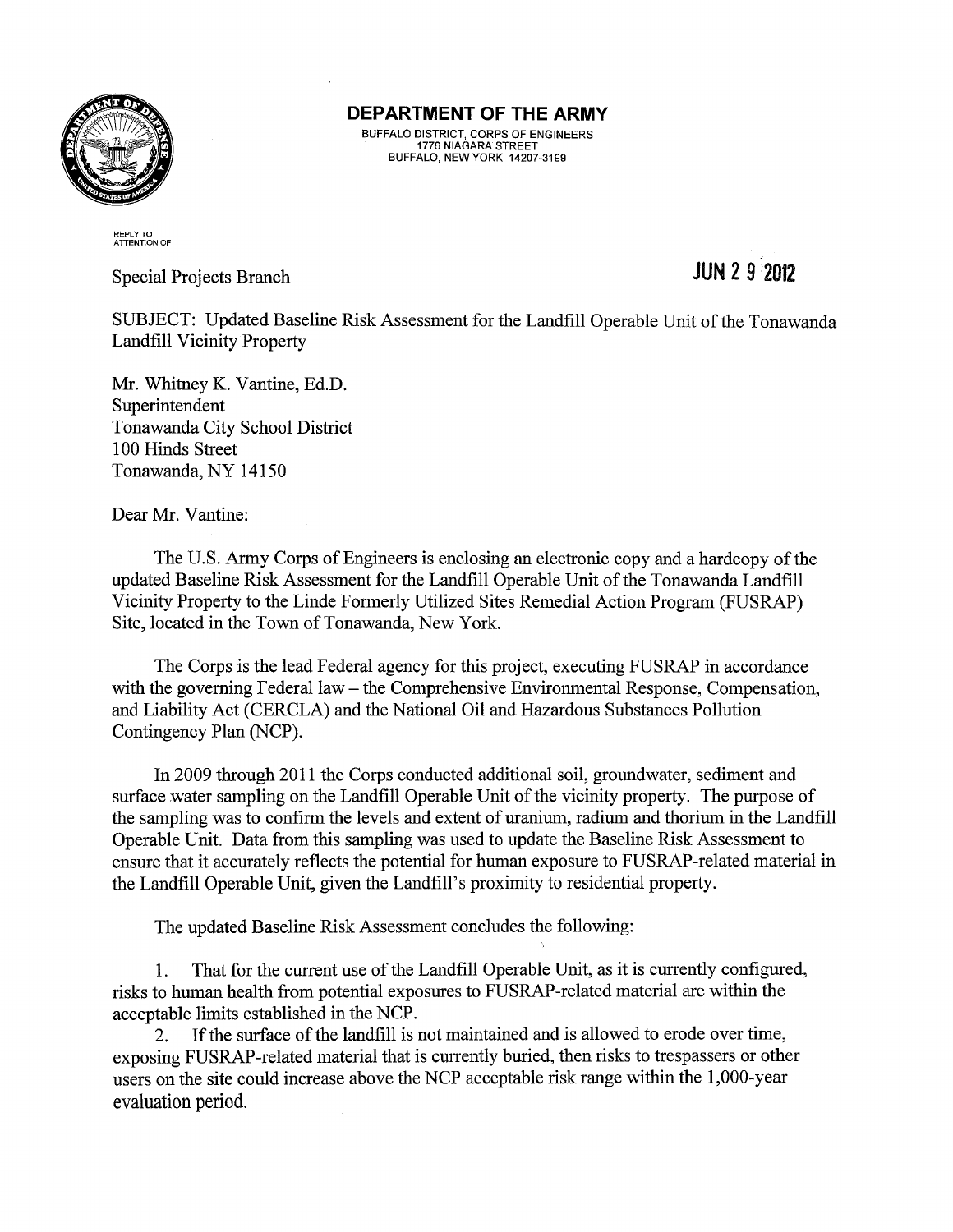**DEPARTMENT OF THE ARMY**
BUFFALO DISTRICT, CORPS OF ENGINEERS
1776 NIAGARA STREET
BUFFALO, NEW YORK 14207-3199

REPLY TO
ATTENTION OF

Special Projects Branch

**JUN 2 9 2012**

SUBJECT: Updated Baseline Risk Assessment for the Landfill Operable Unit of the Tonawanda Landfill Vicinity Property

Mr. Whitney K. Vantine, Ed.D.
Superintendent
Tonawanda City School District
100 Hinds Street
Tonawanda, NY 14150

Dear Mr. Vantine:

The U.S. Army Corps of Engineers is enclosing an electronic copy and a hardcopy of the updated Baseline Risk Assessment for the Landfill Operable Unit of the Tonawanda Landfill Vicinity Property to the Linde Formerly Utilized Sites Remedial Action Program (FUSRAP) Site, located in the Town of Tonawanda, New York.

The Corps is the lead Federal agency for this project, executing FUSRAP in accordance with the governing Federal law – the Comprehensive Environmental Response, Compensation, and Liability Act (CERCLA) and the National Oil and Hazardous Substances Pollution Contingency Plan (NCP).

In 2009 through 2011 the Corps conducted additional soil, groundwater, sediment and surface water sampling on the Landfill Operable Unit of the vicinity property. The purpose of the sampling was to confirm the levels and extent of uranium, radium and thorium in the Landfill Operable Unit. Data from this sampling was used to update the Baseline Risk Assessment to ensure that it accurately reflects the potential for human exposure to FUSRAP-related material in the Landfill Operable Unit, given the Landfill's proximity to residential property.

The updated Baseline Risk Assessment concludes the following:

1. That for the current use of the Landfill Operable Unit, as it is currently configured, risks to human health from potential exposures to FUSRAP-related material are within the acceptable limits established in the NCP.
2. If the surface of the landfill is not maintained and is allowed to erode over time, exposing FUSRAP-related material that is currently buried, then risks to trespassers or other users on the site could increase above the NCP acceptable risk range within the 1,000-year evaluation period.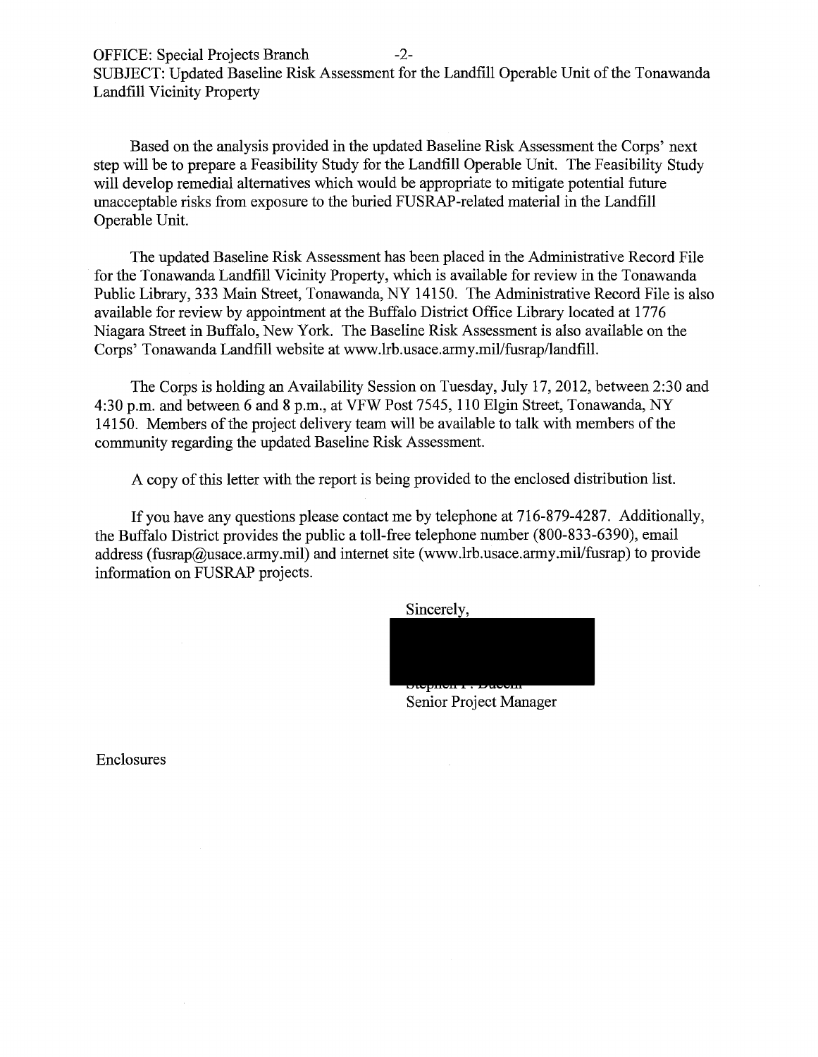Based on the analysis provided in the updated Baseline Risk Assessment the Corps' next step will be to prepare a Feasibility Study for the Landfill Operable Unit. The Feasibility Study will develop remedial alternatives which would be appropriate to mitigate potential future unacceptable risks from exposure to the buried FUSRAP-related material in the Landfill Operable Unit.

The updated Baseline Risk Assessment has been placed in the Administrative Record File for the Tonawanda Landfill Vicinity Property, which is available for review in the Tonawanda Public Library, 333 Main Street, Tonawanda, NY 14150. The Administrative Record File is also available for review by appointment at the Buffalo District Office Library located at 1776 Niagara Street in Buffalo, New York. The Baseline Risk Assessment is also available on the Corps' Tonawanda Landfill website at www.lrb.usace.army.mil/fusrap/landfill.

The Corps is holding an Availability Session on Tuesday, July 17, 2012, between 2:30 and 4:30 p.m. and between 6 and 8 p.m., at VFW Post 7545, 110 Elgin Street, Tonawanda, NY 14150. Members of the project delivery team will be available to talk with members of the community regarding the updated Baseline Risk Assessment.

A copy of this letter with the report is being provided to the enclosed distribution list.

If you have any questions please contact me by telephone at 716-879-4287. Additionally, the Buffalo District provides the public a toll-free telephone number (800-833-6390), email address (fusrap@usace.army.mil) and internet site (www.lrb.usace.army.mil/fusrap) to provide information on FUSRAP projects.

Sincerely,

Senior Project Manager

Enclosures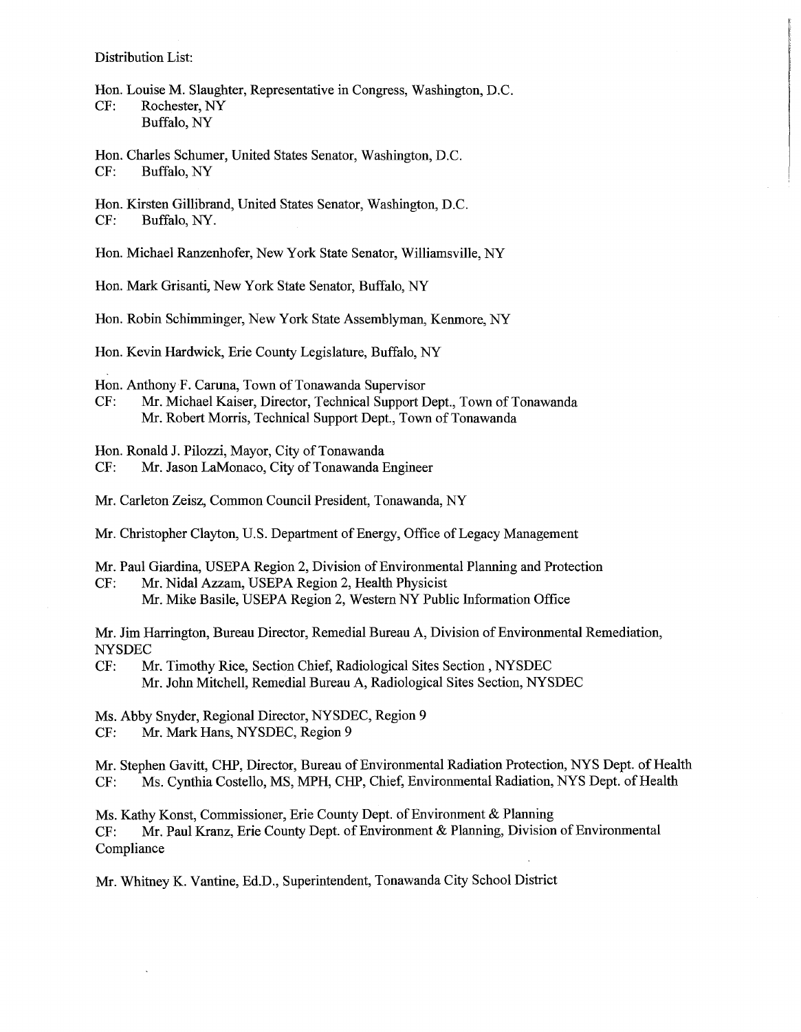Distribution List:

Hon. Louise M. Slaughter, Representative in Congress, Washington, D.C.
CF: Rochester, NY
Buffalo, NY

Hon. Charles Schumer, United States Senator, Washington, D.C.
CF: Buffalo, NY

Hon. Kirsten Gillibrand, United States Senator, Washington, D.C.
CF: Buffalo, NY.

Hon. Michael Ranzenhofer, New York State Senator, Williamsville, NY

Hon. Mark Grisanti, New York State Senator, Buffalo, NY

Hon. Robin Schimminger, New York State Assemblyman, Kenmore, NY

Hon. Kevin Hardwick, Erie County Legislature, Buffalo, NY

Hon. Anthony F. Caruna, Town of Tonawanda Supervisor
CF: Mr. Michael Kaiser, Director, Technical Support Dept., Town of Tonawanda
Mr. Robert Morris, Technical Support Dept., Town of Tonawanda

Hon. Ronald J. Pilozzi, Mayor, City of Tonawanda
CF: Mr. Jason LaMonaco, City of Tonawanda Engineer

Mr. Carleton Zeisz, Common Council President, Tonawanda, NY

Mr. Christopher Clayton, U.S. Department of Energy, Office of Legacy Management

Mr. Paul Giardina, USEPA Region 2, Division of Environmental Planning and Protection
CF: Mr. Nidal Azzam, USEPA Region 2, Health Physicist
Mr. Mike Basile, USEPA Region 2, Western NY Public Information Office

Mr. Jim Harrington, Bureau Director, Remedial Bureau A, Division of Environmental Remediation, NYSDEC
CF: Mr. Timothy Rice, Section Chief, Radiological Sites Section , NYSDEC
Mr. John Mitchell, Remedial Bureau A, Radiological Sites Section, NYSDEC

Ms. Abby Snyder, Regional Director, NYSDEC, Region 9
CF: Mr. Mark Hans, NYSDEC, Region 9

Mr. Stephen Gavitt, CHP, Director, Bureau of Environmental Radiation Protection, NYS Dept. of Health
CF: Ms. Cynthia Costello, MS, MPH, CHP, Chief, Environmental Radiation, NYS Dept. of Health

Ms. Kathy Konst, Commissioner, Erie County Dept. of Environment & Planning
CF: Mr. Paul Kranz, Erie County Dept. of Environment & Planning, Division of Environmental Compliance

Mr. Whitney K. Vantine, Ed.D., Superintendent, Tonawanda City School District